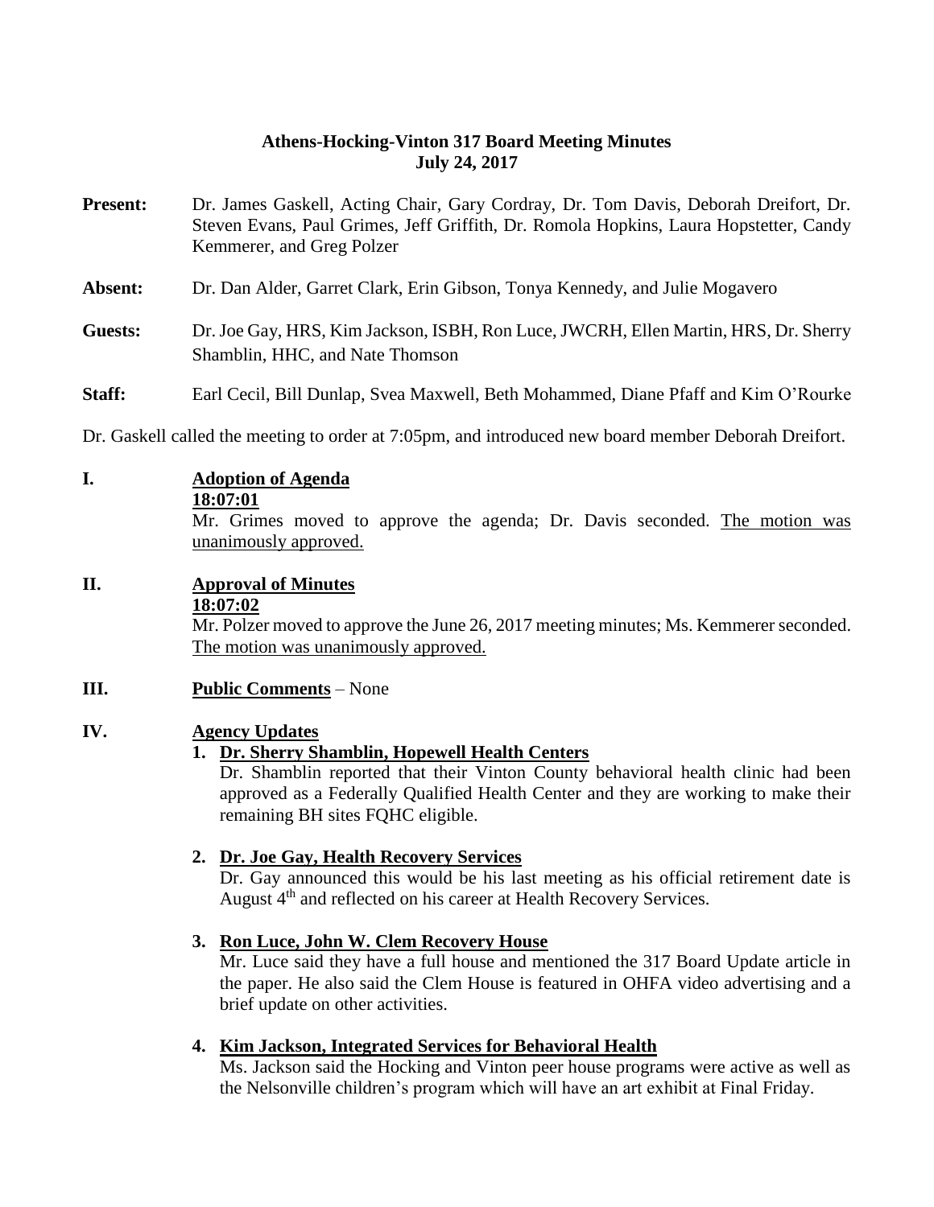**Athens-Hocking-Vinton 317 Board Meeting Minutes**
**July 24, 2017**

**Present:** Dr. James Gaskell, Acting Chair, Gary Cordray, Dr. Tom Davis, Deborah Dreifort, Dr. Steven Evans, Paul Grimes, Jeff Griffith, Dr. Romola Hopkins, Laura Hopstetter, Candy Kemmerer, and Greg Polzer

**Absent:** Dr. Dan Alder, Garret Clark, Erin Gibson, Tonya Kennedy, and Julie Mogavero

**Guests:** Dr. Joe Gay, HRS, Kim Jackson, ISBH, Ron Luce, JWCRH, Ellen Martin, HRS, Dr. Sherry Shamblin, HHC, and Nate Thomson

**Staff:** Earl Cecil, Bill Dunlap, Svea Maxwell, Beth Mohammed, Diane Pfaff and Kim O'Rourke

Dr. Gaskell called the meeting to order at 7:05pm, and introduced new board member Deborah Dreifort.

**I. Adoption of Agenda**

**18:07:01**

Mr. Grimes moved to approve the agenda; Dr. Davis seconded. The motion was unanimously approved.

**II. Approval of Minutes**

**18:07:02**

Mr. Polzer moved to approve the June 26, 2017 meeting minutes; Ms. Kemmerer seconded. The motion was unanimously approved.

**III. Public Comments** – None

**IV. Agency Updates**

1. **Dr. Sherry Shamblin, Hopewell Health Centers**

   Dr. Shamblin reported that their Vinton County behavioral health clinic had been approved as a Federally Qualified Health Center and they are working to make their remaining BH sites FQHC eligible.

2. **Dr. Joe Gay, Health Recovery Services**

   Dr. Gay announced this would be his last meeting as his official retirement date is August 4th and reflected on his career at Health Recovery Services.

3. **Ron Luce, John W. Clem Recovery House**

   Mr. Luce said they have a full house and mentioned the 317 Board Update article in the paper. He also said the Clem House is featured in OHFA video advertising and a brief update on other activities.

4. **Kim Jackson, Integrated Services for Behavioral Health**

   Ms. Jackson said the Hocking and Vinton peer house programs were active as well as the Nelsonville children's program which will have an art exhibit at Final Friday.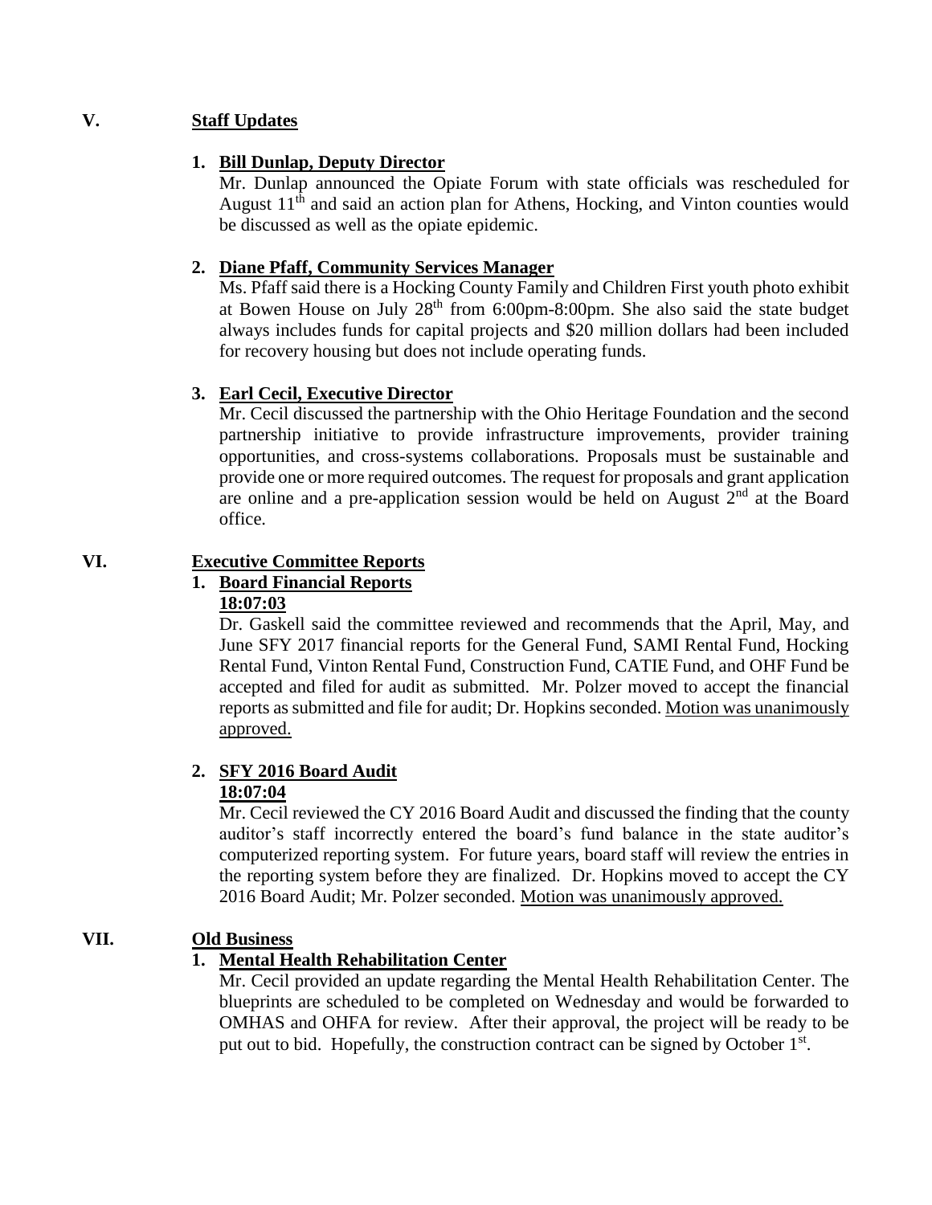## V. Staff Updates

1. **Bill Dunlap, Deputy Director**

   Mr. Dunlap announced the Opiate Forum with state officials was rescheduled for August 11th and said an action plan for Athens, Hocking, and Vinton counties would be discussed as well as the opiate epidemic.

2. **Diane Pfaff, Community Services Manager**

   Ms. Pfaff said there is a Hocking County Family and Children First youth photo exhibit at Bowen House on July 28th from 6:00pm-8:00pm. She also said the state budget always includes funds for capital projects and $20 million dollars had been included for recovery housing but does not include operating funds.

3. **Earl Cecil, Executive Director**

   Mr. Cecil discussed the partnership with the Ohio Heritage Foundation and the second partnership initiative to provide infrastructure improvements, provider training opportunities, and cross-systems collaborations. Proposals must be sustainable and provide one or more required outcomes. The request for proposals and grant application are online and a pre-application session would be held on August 2nd at the Board office.

## VI. Executive Committee Reports

1. **Board Financial Reports**

   **18:07:03**

   Dr. Gaskell said the committee reviewed and recommends that the April, May, and June SFY 2017 financial reports for the General Fund, SAMI Rental Fund, Hocking Rental Fund, Vinton Rental Fund, Construction Fund, CATIE Fund, and OHF Fund be accepted and filed for audit as submitted. Mr. Polzer moved to accept the financial reports as submitted and file for audit; Dr. Hopkins seconded. Motion was unanimously approved.

2. **SFY 2016 Board Audit**

   **18:07:04**

   Mr. Cecil reviewed the CY 2016 Board Audit and discussed the finding that the county auditor's staff incorrectly entered the board's fund balance in the state auditor's computerized reporting system. For future years, board staff will review the entries in the reporting system before they are finalized. Dr. Hopkins moved to accept the CY 2016 Board Audit; Mr. Polzer seconded. Motion was unanimously approved.

## VII. Old Business

1. **Mental Health Rehabilitation Center**

   Mr. Cecil provided an update regarding the Mental Health Rehabilitation Center. The blueprints are scheduled to be completed on Wednesday and would be forwarded to OMHAS and OHFA for review. After their approval, the project will be ready to be put out to bid. Hopefully, the construction contract can be signed by October 1st.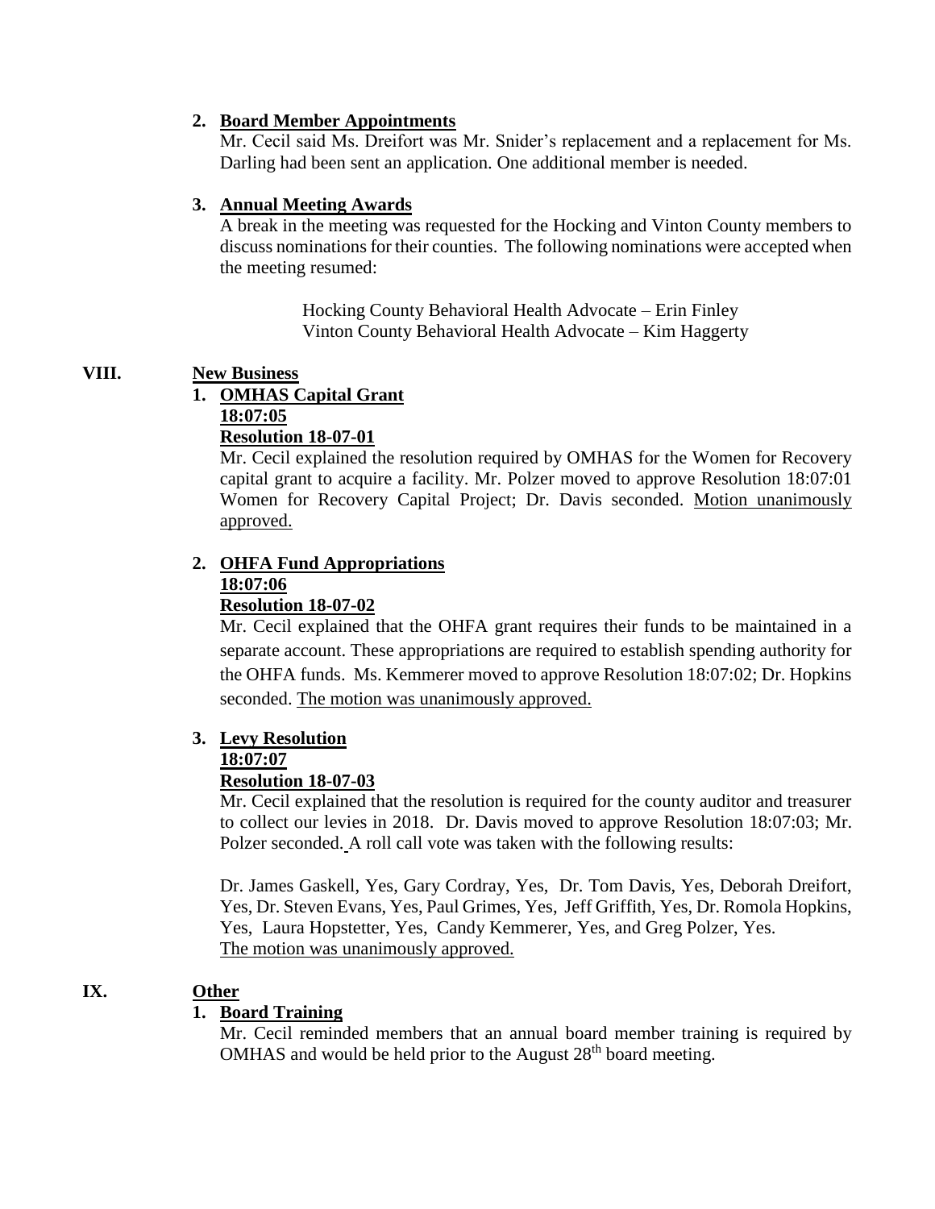2. **Board Member Appointments**

   Mr. Cecil said Ms. Dreifort was Mr. Snider's replacement and a replacement for Ms. Darling had been sent an application. One additional member is needed.

3. **Annual Meeting Awards**

   A break in the meeting was requested for the Hocking and Vinton County members to discuss nominations for their counties. The following nominations were accepted when the meeting resumed:

   Hocking County Behavioral Health Advocate – Erin Finley
   Vinton County Behavioral Health Advocate – Kim Haggerty

## VIII. New Business

1. **OMHAS Capital Grant**
   **18:07:05**
   **Resolution 18-07-01**

   Mr. Cecil explained the resolution required by OMHAS for the Women for Recovery capital grant to acquire a facility. Mr. Polzer moved to approve Resolution 18:07:01 Women for Recovery Capital Project; Dr. Davis seconded. Motion unanimously approved.

2. **OHFA Fund Appropriations**
   **18:07:06**
   **Resolution 18-07-02**

   Mr. Cecil explained that the OHFA grant requires their funds to be maintained in a separate account. These appropriations are required to establish spending authority for the OHFA funds. Ms. Kemmerer moved to approve Resolution 18:07:02; Dr. Hopkins seconded. The motion was unanimously approved.

3. **Levy Resolution**
   **18:07:07**
   **Resolution 18-07-03**

   Mr. Cecil explained that the resolution is required for the county auditor and treasurer to collect our levies in 2018. Dr. Davis moved to approve Resolution 18:07:03; Mr. Polzer seconded. A roll call vote was taken with the following results:

   Dr. James Gaskell, Yes, Gary Cordray, Yes, Dr. Tom Davis, Yes, Deborah Dreifort, Yes, Dr. Steven Evans, Yes, Paul Grimes, Yes, Jeff Griffith, Yes, Dr. Romola Hopkins, Yes, Laura Hopstetter, Yes, Candy Kemmerer, Yes, and Greg Polzer, Yes.
   The motion was unanimously approved.

## IX. Other

1. **Board Training**

   Mr. Cecil reminded members that an annual board member training is required by OMHAS and would be held prior to the August 28th board meeting.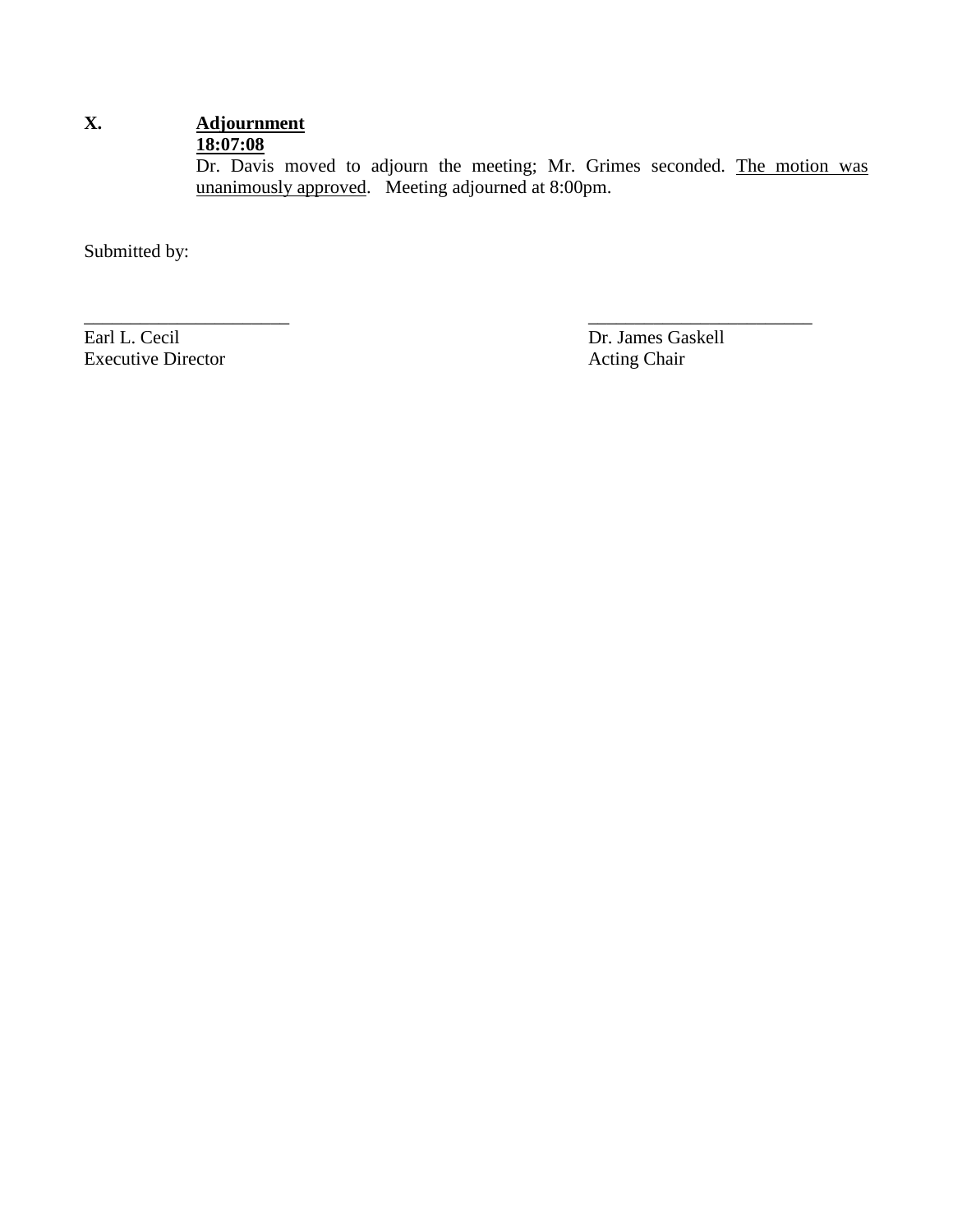**X.** **Adjournment**

**18:07:08**

Dr. Davis moved to adjourn the meeting; Mr. Grimes seconded. The motion was unanimously approved. Meeting adjourned at 8:00pm.

Submitted by:

______________________
Earl L. Cecil
Executive Director

______________________
Dr. James Gaskell
Acting Chair